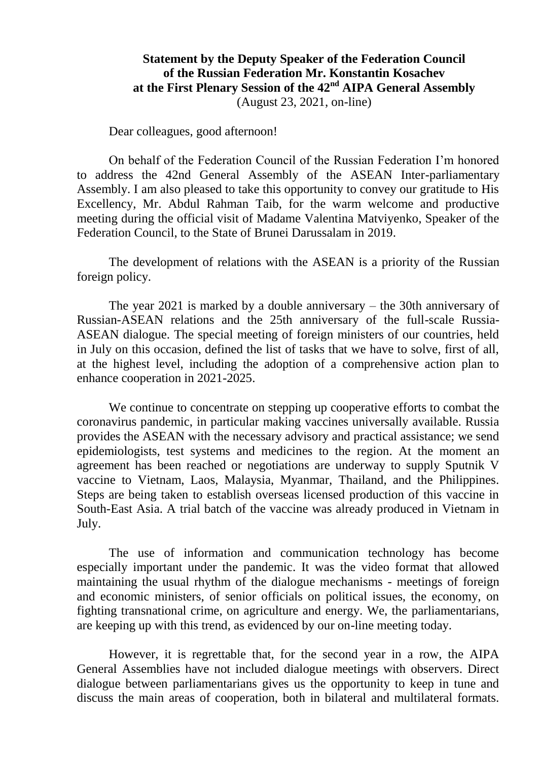**Statement by the Deputy Speaker of the Federation Council of the Russian Federation Mr. Konstantin Kosachev at the First Plenary Session of the 42nd AIPA General Assembly**
(August 23, 2021, on-line)

Dear colleagues, good afternoon!

On behalf of the Federation Council of the Russian Federation I'm honored to address the 42nd General Assembly of the ASEAN Inter-parliamentary Assembly. I am also pleased to take this opportunity to convey our gratitude to His Excellency, Mr. Abdul Rahman Taib, for the warm welcome and productive meeting during the official visit of Madame Valentina Matviyenko, Speaker of the Federation Council, to the State of Brunei Darussalam in 2019.

The development of relations with the ASEAN is a priority of the Russian foreign policy.

The year 2021 is marked by a double anniversary – the 30th anniversary of Russian-ASEAN relations and the 25th anniversary of the full-scale Russia-ASEAN dialogue. The special meeting of foreign ministers of our countries, held in July on this occasion, defined the list of tasks that we have to solve, first of all, at the highest level, including the adoption of a comprehensive action plan to enhance cooperation in 2021-2025.

We continue to concentrate on stepping up cooperative efforts to combat the coronavirus pandemic, in particular making vaccines universally available. Russia provides the ASEAN with the necessary advisory and practical assistance; we send epidemiologists, test systems and medicines to the region. At the moment an agreement has been reached or negotiations are underway to supply Sputnik V vaccine to Vietnam, Laos, Malaysia, Myanmar, Thailand, and the Philippines. Steps are being taken to establish overseas licensed production of this vaccine in South-East Asia. A trial batch of the vaccine was already produced in Vietnam in July.

The use of information and communication technology has become especially important under the pandemic. It was the video format that allowed maintaining the usual rhythm of the dialogue mechanisms - meetings of foreign and economic ministers, of senior officials on political issues, the economy, on fighting transnational crime, on agriculture and energy. We, the parliamentarians, are keeping up with this trend, as evidenced by our on-line meeting today.

However, it is regrettable that, for the second year in a row, the AIPA General Assemblies have not included dialogue meetings with observers. Direct dialogue between parliamentarians gives us the opportunity to keep in tune and discuss the main areas of cooperation, both in bilateral and multilateral formats.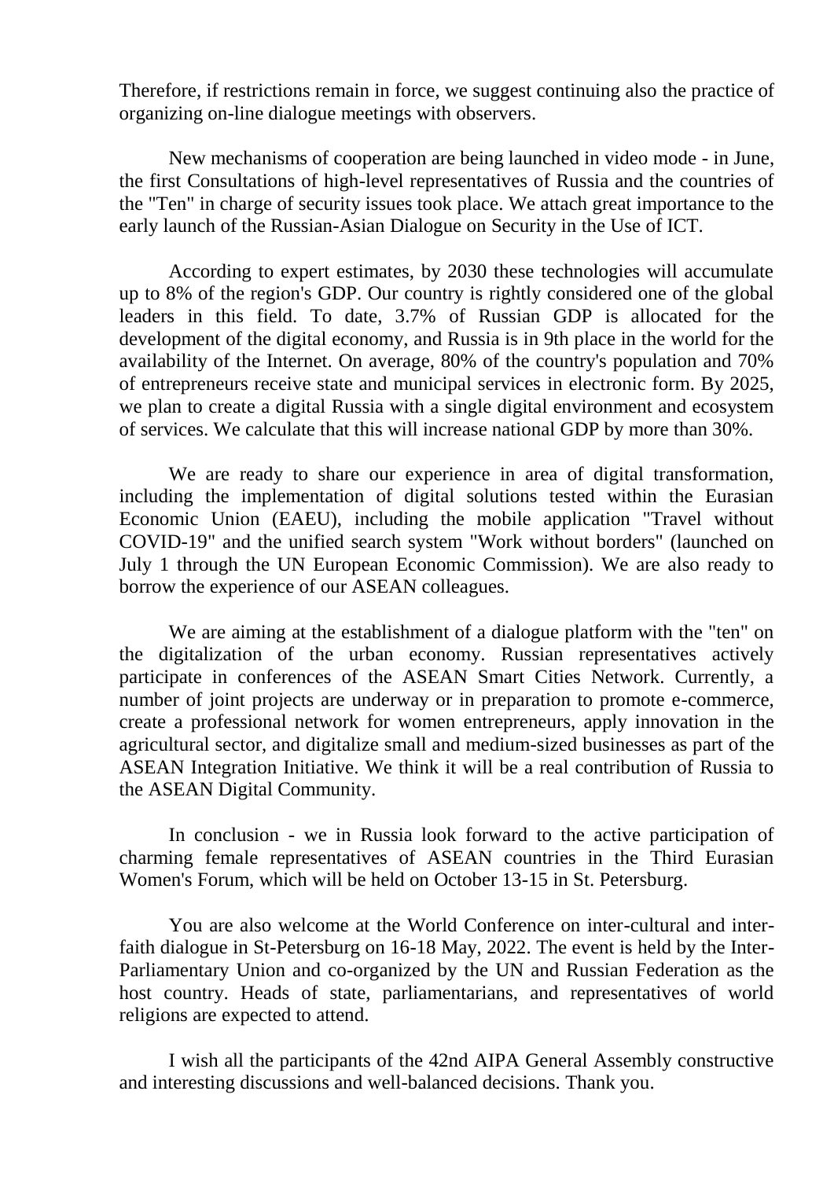Therefore, if restrictions remain in force, we suggest continuing also the practice of organizing on-line dialogue meetings with observers.

New mechanisms of cooperation are being launched in video mode - in June, the first Consultations of high-level representatives of Russia and the countries of the "Ten" in charge of security issues took place. We attach great importance to the early launch of the Russian-Asian Dialogue on Security in the Use of ICT.

According to expert estimates, by 2030 these technologies will accumulate up to 8% of the region's GDP. Our country is rightly considered one of the global leaders in this field. To date, 3.7% of Russian GDP is allocated for the development of the digital economy, and Russia is in 9th place in the world for the availability of the Internet. On average, 80% of the country's population and 70% of entrepreneurs receive state and municipal services in electronic form. By 2025, we plan to create a digital Russia with a single digital environment and ecosystem of services. We calculate that this will increase national GDP by more than 30%.

We are ready to share our experience in area of digital transformation, including the implementation of digital solutions tested within the Eurasian Economic Union (EAEU), including the mobile application "Travel without COVID-19" and the unified search system "Work without borders" (launched on July 1 through the UN European Economic Commission). We are also ready to borrow the experience of our ASEAN colleagues.

We are aiming at the establishment of a dialogue platform with the "ten" on the digitalization of the urban economy. Russian representatives actively participate in conferences of the ASEAN Smart Cities Network. Currently, a number of joint projects are underway or in preparation to promote e-commerce, create a professional network for women entrepreneurs, apply innovation in the agricultural sector, and digitalize small and medium-sized businesses as part of the ASEAN Integration Initiative. We think it will be a real contribution of Russia to the ASEAN Digital Community.

In conclusion - we in Russia look forward to the active participation of charming female representatives of ASEAN countries in the Third Eurasian Women's Forum, which will be held on October 13-15 in St. Petersburg.

You are also welcome at the World Conference on inter-cultural and inter-faith dialogue in St-Petersburg on 16-18 May, 2022. The event is held by the Inter-Parliamentary Union and co-organized by the UN and Russian Federation as the host country. Heads of state, parliamentarians, and representatives of world religions are expected to attend.

I wish all the participants of the 42nd AIPA General Assembly constructive and interesting discussions and well-balanced decisions. Thank you.